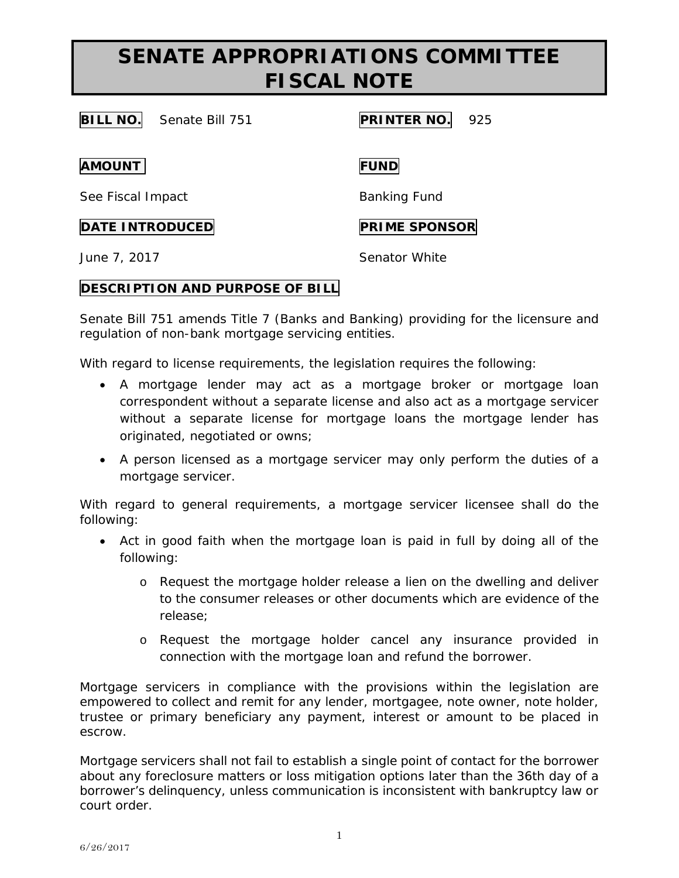# SENATE APPROPRIATIONS COMMITTEE FISCAL NOTE

**BILL NO.** Senate Bill 751

**PRINTER NO.** 925

**AMOUNT**

See Fiscal Impact

**FUND**

Banking Fund

**DATE INTRODUCED**

June 7, 2017

**PRIME SPONSOR**

Senator White

**DESCRIPTION AND PURPOSE OF BILL**

Senate Bill 751 amends Title 7 (Banks and Banking) providing for the licensure and regulation of non-bank mortgage servicing entities.

With regard to license requirements, the legislation requires the following:

- A mortgage lender may act as a mortgage broker or mortgage loan correspondent without a separate license and also act as a mortgage servicer without a separate license for mortgage loans the mortgage lender has originated, negotiated or owns;
- A person licensed as a mortgage servicer may only perform the duties of a mortgage servicer.

With regard to general requirements, a mortgage servicer licensee shall do the following:

- Act in good faith when the mortgage loan is paid in full by doing all of the following:
  - Request the mortgage holder release a lien on the dwelling and deliver to the consumer releases or other documents which are evidence of the release;
  - Request the mortgage holder cancel any insurance provided in connection with the mortgage loan and refund the borrower.

Mortgage servicers in compliance with the provisions within the legislation are empowered to collect and remit for any lender, mortgagee, note owner, note holder, trustee or primary beneficiary any payment, interest or amount to be placed in escrow.

Mortgage servicers shall not fail to establish a single point of contact for the borrower about any foreclosure matters or loss mitigation options later than the 36th day of a borrower's delinquency, unless communication is inconsistent with bankruptcy law or court order.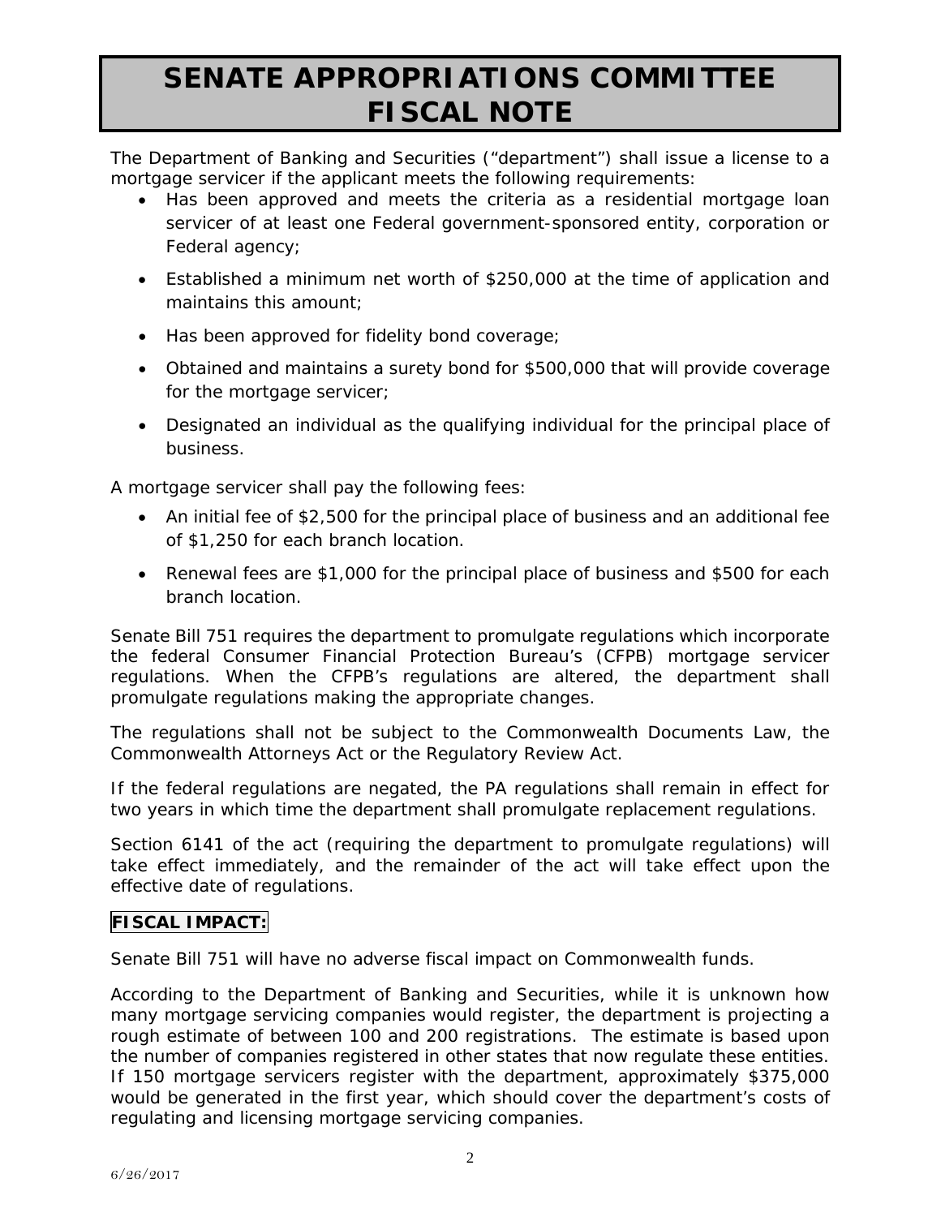# SENATE APPROPRIATIONS COMMITTEE FISCAL NOTE

The Department of Banking and Securities ("department") shall issue a license to a mortgage servicer if the applicant meets the following requirements:

- Has been approved and meets the criteria as a residential mortgage loan servicer of at least one Federal government-sponsored entity, corporation or Federal agency;
- Established a minimum net worth of $250,000 at the time of application and maintains this amount;
- Has been approved for fidelity bond coverage;
- Obtained and maintains a surety bond for $500,000 that will provide coverage for the mortgage servicer;
- Designated an individual as the qualifying individual for the principal place of business.

A mortgage servicer shall pay the following fees:

- An initial fee of $2,500 for the principal place of business and an additional fee of $1,250 for each branch location.
- Renewal fees are $1,000 for the principal place of business and $500 for each branch location.

Senate Bill 751 requires the department to promulgate regulations which incorporate the federal Consumer Financial Protection Bureau's (CFPB) mortgage servicer regulations. When the CFPB's regulations are altered, the department shall promulgate regulations making the appropriate changes.

The regulations shall not be subject to the Commonwealth Documents Law, the Commonwealth Attorneys Act or the Regulatory Review Act.

If the federal regulations are negated, the PA regulations shall remain in effect for two years in which time the department shall promulgate replacement regulations.

Section 6141 of the act (requiring the department to promulgate regulations) will take effect immediately, and the remainder of the act will take effect upon the effective date of regulations.

**FISCAL IMPACT:**

Senate Bill 751 will have no adverse fiscal impact on Commonwealth funds.

According to the Department of Banking and Securities, while it is unknown how many mortgage servicing companies would register, the department is projecting a rough estimate of between 100 and 200 registrations. The estimate is based upon the number of companies registered in other states that now regulate these entities. If 150 mortgage servicers register with the department, approximately $375,000 would be generated in the first year, which should cover the department's costs of regulating and licensing mortgage servicing companies.

6/26/2017